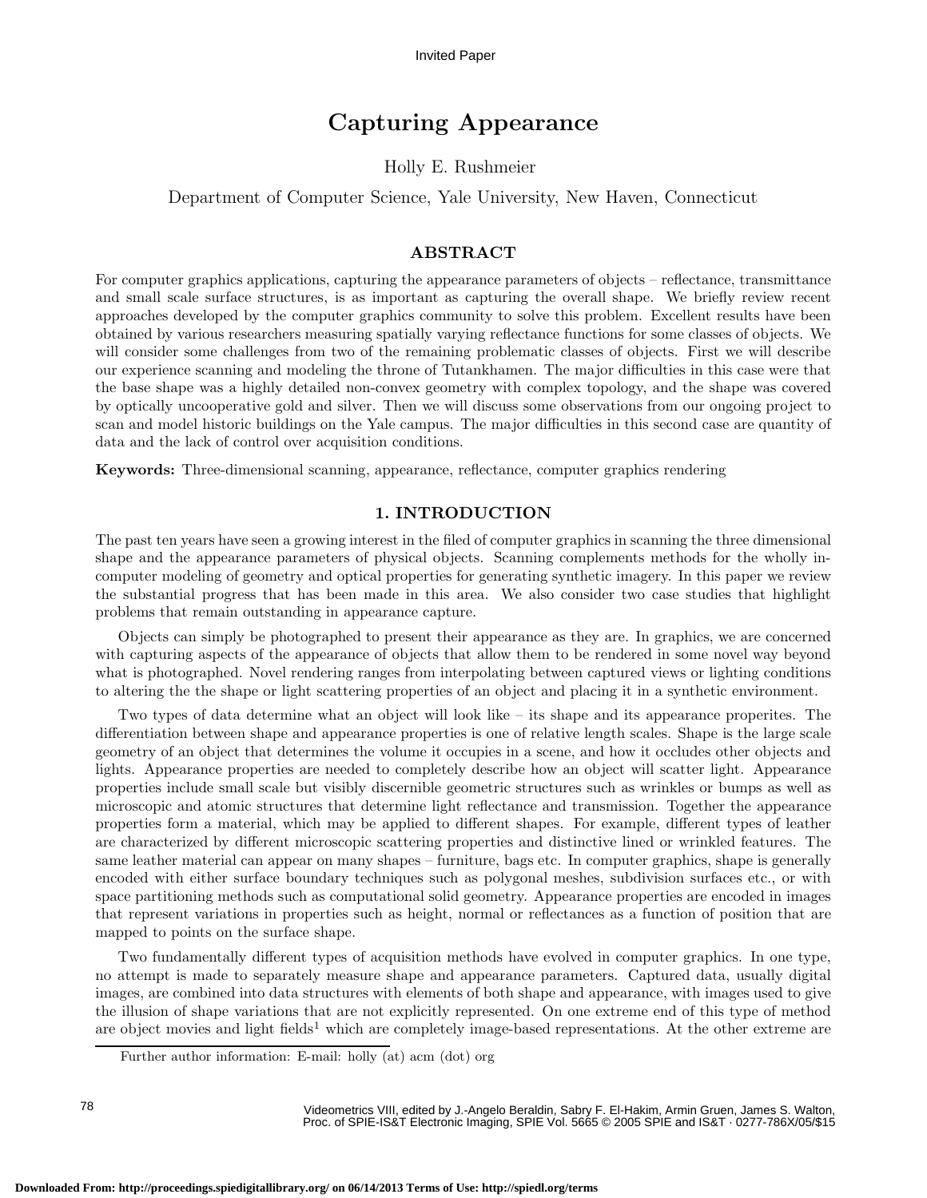Invited Paper

# Capturing Appearance

Holly E. Rushmeier

Department of Computer Science, Yale University, New Haven, Connecticut

## ABSTRACT

For computer graphics applications, capturing the appearance parameters of objects – reflectance, transmittance and small scale surface structures, is as important as capturing the overall shape. We briefly review recent approaches developed by the computer graphics community to solve this problem. Excellent results have been obtained by various researchers measuring spatially varying reflectance functions for some classes of objects. We will consider some challenges from two of the remaining problematic classes of objects. First we will describe our experience scanning and modeling the throne of Tutankhamen. The major difficulties in this case were that the base shape was a highly detailed non-convex geometry with complex topology, and the shape was covered by optically uncooperative gold and silver. Then we will discuss some observations from our ongoing project to scan and model historic buildings on the Yale campus. The major difficulties in this second case are quantity of data and the lack of control over acquisition conditions.

**Keywords:** Three-dimensional scanning, appearance, reflectance, computer graphics rendering

## 1. INTRODUCTION

The past ten years have seen a growing interest in the filed of computer graphics in scanning the three dimensional shape and the appearance parameters of physical objects. Scanning complements methods for the wholly in-computer modeling of geometry and optical properties for generating synthetic imagery. In this paper we review the substantial progress that has been made in this area. We also consider two case studies that highlight problems that remain outstanding in appearance capture.

Objects can simply be photographed to present their appearance as they are. In graphics, we are concerned with capturing aspects of the appearance of objects that allow them to be rendered in some novel way beyond what is photographed. Novel rendering ranges from interpolating between captured views or lighting conditions to altering the the shape or light scattering properties of an object and placing it in a synthetic environment.

Two types of data determine what an object will look like – its shape and its appearance properites. The differentiation between shape and appearance properties is one of relative length scales. Shape is the large scale geometry of an object that determines the volume it occupies in a scene, and how it occludes other objects and lights. Appearance properties are needed to completely describe how an object will scatter light. Appearance properties include small scale but visibly discernible geometric structures such as wrinkles or bumps as well as microscopic and atomic structures that determine light reflectance and transmission. Together the appearance properties form a material, which may be applied to different shapes. For example, different types of leather are characterized by different microscopic scattering properties and distinctive lined or wrinkled features. The same leather material can appear on many shapes – furniture, bags etc. In computer graphics, shape is generally encoded with either surface boundary techniques such as polygonal meshes, subdivision surfaces etc., or with space partitioning methods such as computational solid geometry. Appearance properties are encoded in images that represent variations in properties such as height, normal or reflectances as a function of position that are mapped to points on the surface shape.

Two fundamentally different types of acquisition methods have evolved in computer graphics. In one type, no attempt is made to separately measure shape and appearance parameters. Captured data, usually digital images, are combined into data structures with elements of both shape and appearance, with images used to give the illusion of shape variations that are not explicitly represented. On one extreme end of this type of method are object movies and light fields[1] which are completely image-based representations. At the other extreme are

Further author information: E-mail: holly (at) acm (dot) org

Videometrics VIII, edited by J.-Angelo Beraldin, Sabry F. El-Hakim, Armin Gruen, James S. Walton, Proc. of SPIE-IS&T Electronic Imaging, SPIE Vol. 5665 © 2005 SPIE and IS&T · 0277-786X/05/$15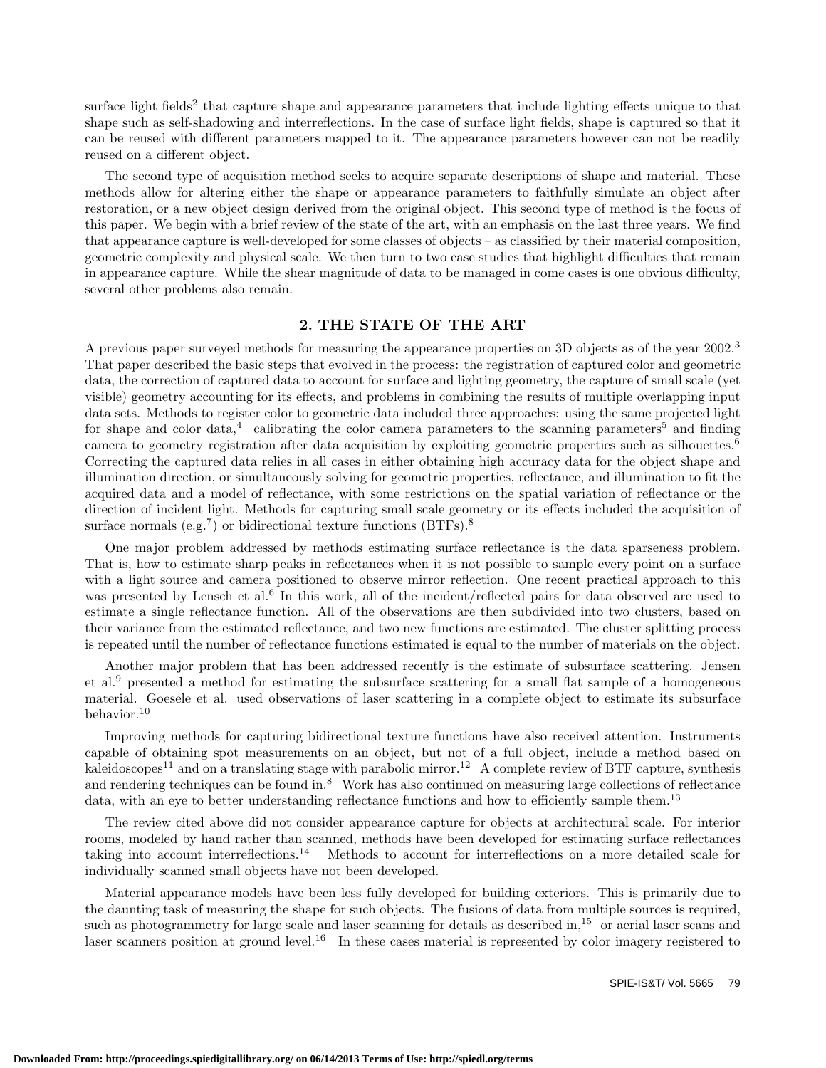surface light fields[2] that capture shape and appearance parameters that include lighting effects unique to that shape such as self-shadowing and interreflections. In the case of surface light fields, shape is captured so that it can be reused with different parameters mapped to it. The appearance parameters however can not be readily reused on a different object.

The second type of acquisition method seeks to acquire separate descriptions of shape and material. These methods allow for altering either the shape or appearance parameters to faithfully simulate an object after restoration, or a new object design derived from the original object. This second type of method is the focus of this paper. We begin with a brief review of the state of the art, with an emphasis on the last three years. We find that appearance capture is well-developed for some classes of objects – as classified by their material composition, geometric complexity and physical scale. We then turn to two case studies that highlight difficulties that remain in appearance capture. While the shear magnitude of data to be managed in come cases is one obvious difficulty, several other problems also remain.

## 2. THE STATE OF THE ART

A previous paper surveyed methods for measuring the appearance properties on 3D objects as of the year 2002.[3] That paper described the basic steps that evolved in the process: the registration of captured color and geometric data, the correction of captured data to account for surface and lighting geometry, the capture of small scale (yet visible) geometry accounting for its effects, and problems in combining the results of multiple overlapping input data sets. Methods to register color to geometric data included three approaches: using the same projected light for shape and color data,[4] calibrating the color camera parameters to the scanning parameters[5] and finding camera to geometry registration after data acquisition by exploiting geometric properties such as silhouettes.[6] Correcting the captured data relies in all cases in either obtaining high accuracy data for the object shape and illumination direction, or simultaneously solving for geometric properties, reflectance, and illumination to fit the acquired data and a model of reflectance, with some restrictions on the spatial variation of reflectance or the direction of incident light. Methods for capturing small scale geometry or its effects included the acquisition of surface normals (e.g.[7]) or bidirectional texture functions (BTFs).[8]

One major problem addressed by methods estimating surface reflectance is the data sparseness problem. That is, how to estimate sharp peaks in reflectances when it is not possible to sample every point on a surface with a light source and camera positioned to observe mirror reflection. One recent practical approach to this was presented by Lensch et al.[6] In this work, all of the incident/reflected pairs for data observed are used to estimate a single reflectance function. All of the observations are then subdivided into two clusters, based on their variance from the estimated reflectance, and two new functions are estimated. The cluster splitting process is repeated until the number of reflectance functions estimated is equal to the number of materials on the object.

Another major problem that has been addressed recently is the estimate of subsurface scattering. Jensen et al.[9] presented a method for estimating the subsurface scattering for a small flat sample of a homogeneous material. Goesele et al. used observations of laser scattering in a complete object to estimate its subsurface behavior.[10]

Improving methods for capturing bidirectional texture functions have also received attention. Instruments capable of obtaining spot measurements on an object, but not of a full object, include a method based on kaleidoscopes[11] and on a translating stage with parabolic mirror.[12] A complete review of BTF capture, synthesis and rendering techniques can be found in.[8] Work has also continued on measuring large collections of reflectance data, with an eye to better understanding reflectance functions and how to efficiently sample them.[13]

The review cited above did not consider appearance capture for objects at architectural scale. For interior rooms, modeled by hand rather than scanned, methods have been developed for estimating surface reflectances taking into account interreflections.[14] Methods to account for interreflections on a more detailed scale for individually scanned small objects have not been developed.

Material appearance models have been less fully developed for building exteriors. This is primarily due to the daunting task of measuring the shape for such objects. The fusions of data from multiple sources is required, such as photogrammetry for large scale and laser scanning for details as described in,[15] or aerial laser scans and laser scanners position at ground level.[16] In these cases material is represented by color imagery registered to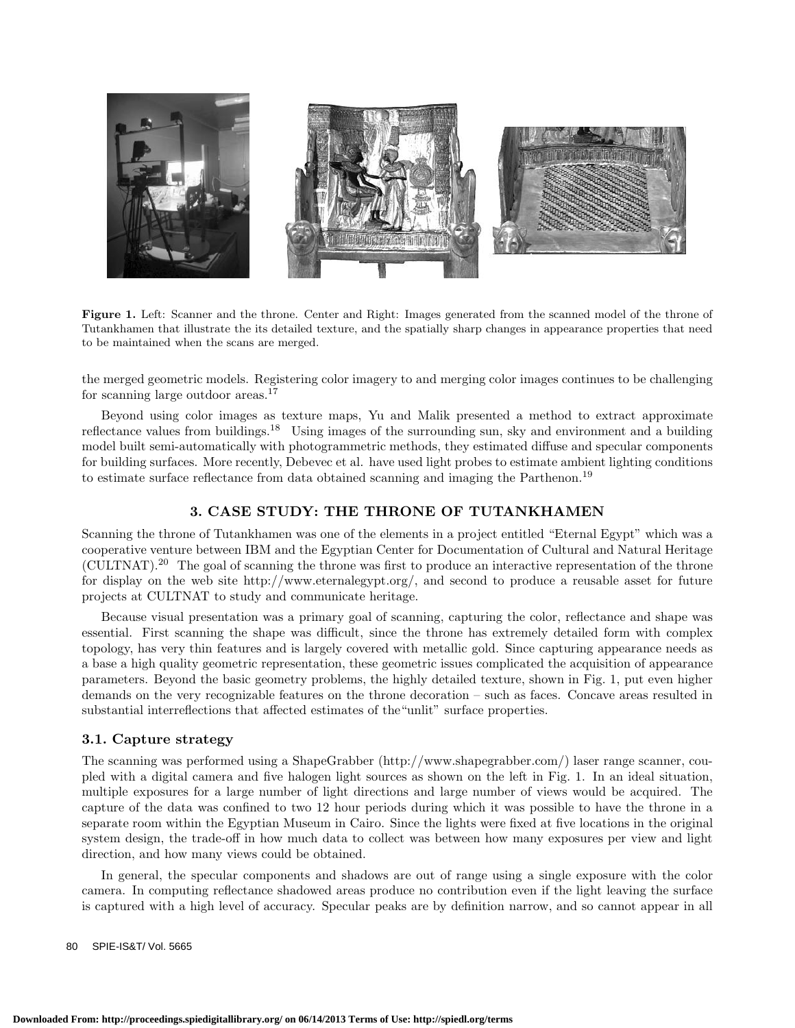Figure 1. Left: Scanner and the throne. Center and Right: Images generated from the scanned model of the throne of Tutankhamen that illustrate the its detailed texture, and the spatially sharp changes in appearance properties that need to be maintained when the scans are merged.

the merged geometric models. Registering color imagery to and merging color images continues to be challenging for scanning large outdoor areas.[17]

Beyond using color images as texture maps, Yu and Malik presented a method to extract approximate reflectance values from buildings.[18] Using images of the surrounding sun, sky and environment and a building model built semi-automatically with photogrammetric methods, they estimated diffuse and specular components for building surfaces. More recently, Debevec et al. have used light probes to estimate ambient lighting conditions to estimate surface reflectance from data obtained scanning and imaging the Parthenon.[19]

## 3. CASE STUDY: THE THRONE OF TUTANKHAMEN

Scanning the throne of Tutankhamen was one of the elements in a project entitled "Eternal Egypt" which was a cooperative venture between IBM and the Egyptian Center for Documentation of Cultural and Natural Heritage (CULTNAT).[20] The goal of scanning the throne was first to produce an interactive representation of the throne for display on the web site http://www.eternalegypt.org/, and second to produce a reusable asset for future projects at CULTNAT to study and communicate heritage.

Because visual presentation was a primary goal of scanning, capturing the color, reflectance and shape was essential. First scanning the shape was difficult, since the throne has extremely detailed form with complex topology, has very thin features and is largely covered with metallic gold. Since capturing appearance needs as a base a high quality geometric representation, these geometric issues complicated the acquisition of appearance parameters. Beyond the basic geometry problems, the highly detailed texture, shown in Fig. 1, put even higher demands on the very recognizable features on the throne decoration – such as faces. Concave areas resulted in substantial interreflections that affected estimates of the"unlit" surface properties.

### 3.1. Capture strategy

The scanning was performed using a ShapeGrabber (http://www.shapegrabber.com/) laser range scanner, coupled with a digital camera and five halogen light sources as shown on the left in Fig. 1. In an ideal situation, multiple exposures for a large number of light directions and large number of views would be acquired. The capture of the data was confined to two 12 hour periods during which it was possible to have the throne in a separate room within the Egyptian Museum in Cairo. Since the lights were fixed at five locations in the original system design, the trade-off in how much data to collect was between how many exposures per view and light direction, and how many views could be obtained.

In general, the specular components and shadows are out of range using a single exposure with the color camera. In computing reflectance shadowed areas produce no contribution even if the light leaving the surface is captured with a high level of accuracy. Specular peaks are by definition narrow, and so cannot appear in all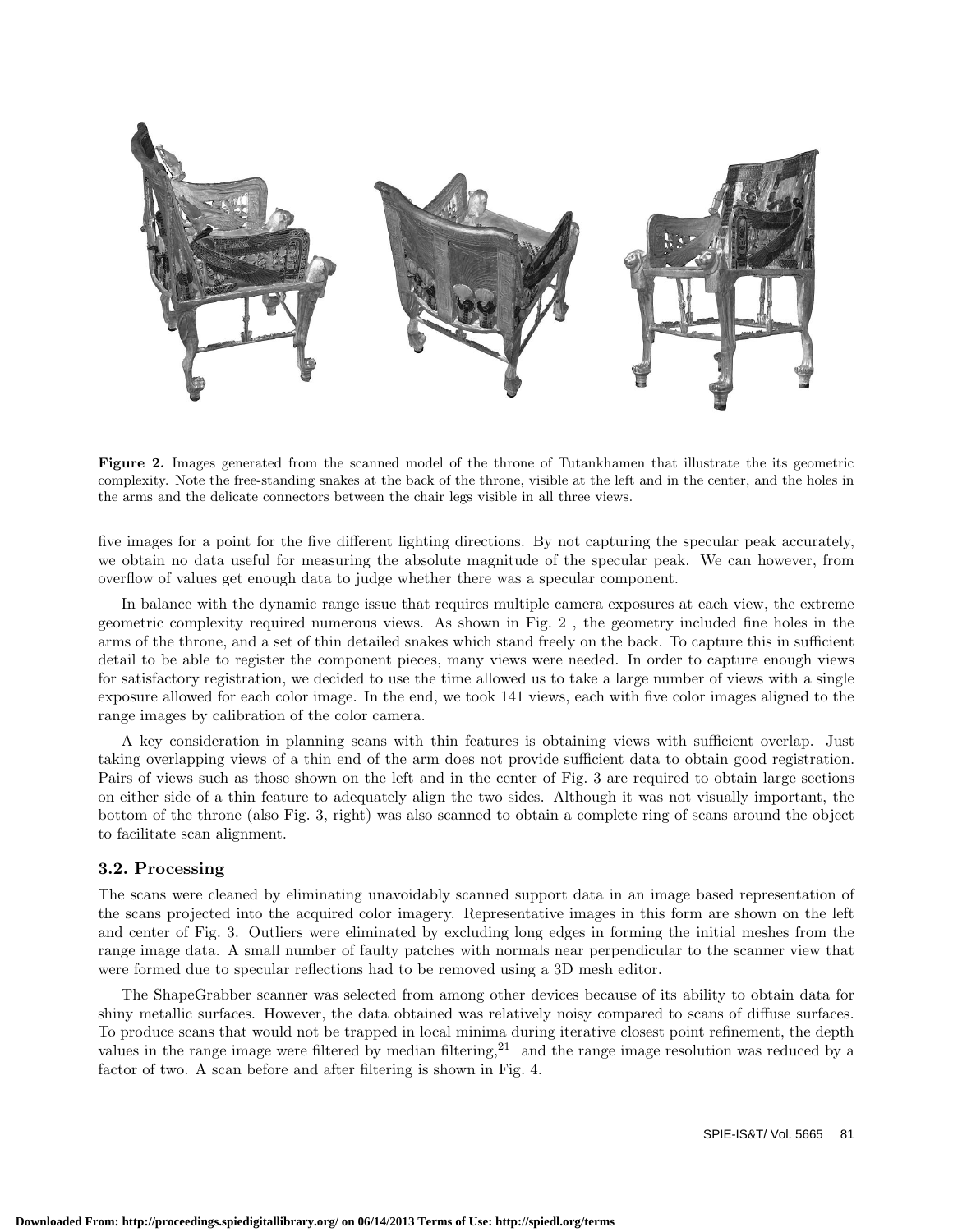**Figure 2.** Images generated from the scanned model of the throne of Tutankhamen that illustrate the its geometric complexity. Note the free-standing snakes at the back of the throne, visible at the left and in the center, and the holes in the arms and the delicate connectors between the chair legs visible in all three views.

five images for a point for the five different lighting directions. By not capturing the specular peak accurately, we obtain no data useful for measuring the absolute magnitude of the specular peak. We can however, from overflow of values get enough data to judge whether there was a specular component.

In balance with the dynamic range issue that requires multiple camera exposures at each view, the extreme geometric complexity required numerous views. As shown in Fig. 2 , the geometry included fine holes in the arms of the throne, and a set of thin detailed snakes which stand freely on the back. To capture this in sufficient detail to be able to register the component pieces, many views were needed. In order to capture enough views for satisfactory registration, we decided to use the time allowed us to take a large number of views with a single exposure allowed for each color image. In the end, we took 141 views, each with five color images aligned to the range images by calibration of the color camera.

A key consideration in planning scans with thin features is obtaining views with sufficient overlap. Just taking overlapping views of a thin end of the arm does not provide sufficient data to obtain good registration. Pairs of views such as those shown on the left and in the center of Fig. 3 are required to obtain large sections on either side of a thin feature to adequately align the two sides. Although it was not visually important, the bottom of the throne (also Fig. 3, right) was also scanned to obtain a complete ring of scans around the object to facilitate scan alignment.

### 3.2. Processing

The scans were cleaned by eliminating unavoidably scanned support data in an image based representation of the scans projected into the acquired color imagery. Representative images in this form are shown on the left and center of Fig. 3. Outliers were eliminated by excluding long edges in forming the initial meshes from the range image data. A small number of faulty patches with normals near perpendicular to the scanner view that were formed due to specular reflections had to be removed using a 3D mesh editor.

The ShapeGrabber scanner was selected from among other devices because of its ability to obtain data for shiny metallic surfaces. However, the data obtained was relatively noisy compared to scans of diffuse surfaces. To produce scans that would not be trapped in local minima during iterative closest point refinement, the depth values in the range image were filtered by median filtering,[21] and the range image resolution was reduced by a factor of two. A scan before and after filtering is shown in Fig. 4.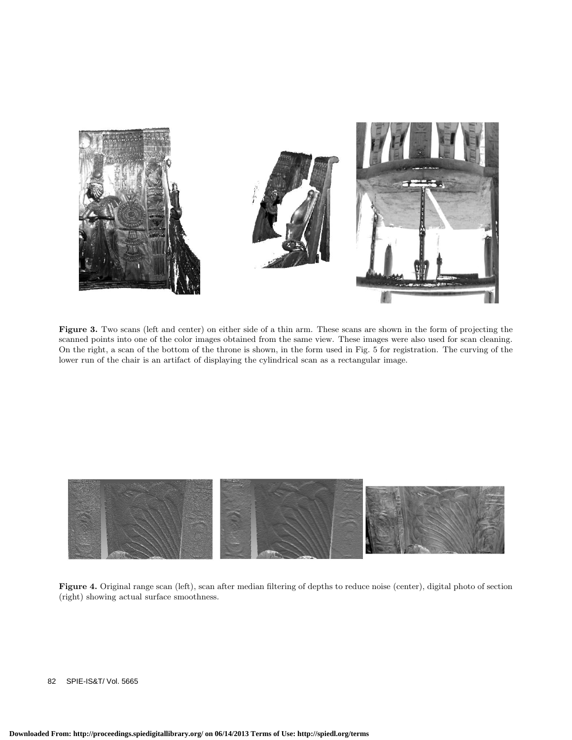**Figure 3.** Two scans (left and center) on either side of a thin arm. These scans are shown in the form of projecting the scanned points into one of the color images obtained from the same view. These images were also used for scan cleaning. On the right, a scan of the bottom of the throne is shown, in the form used in Fig. 5 for registration. The curving of the lower run of the chair is an artifact of displaying the cylindrical scan as a rectangular image.

**Figure 4.** Original range scan (left), scan after median filtering of depths to reduce noise (center), digital photo of section (right) showing actual surface smoothness.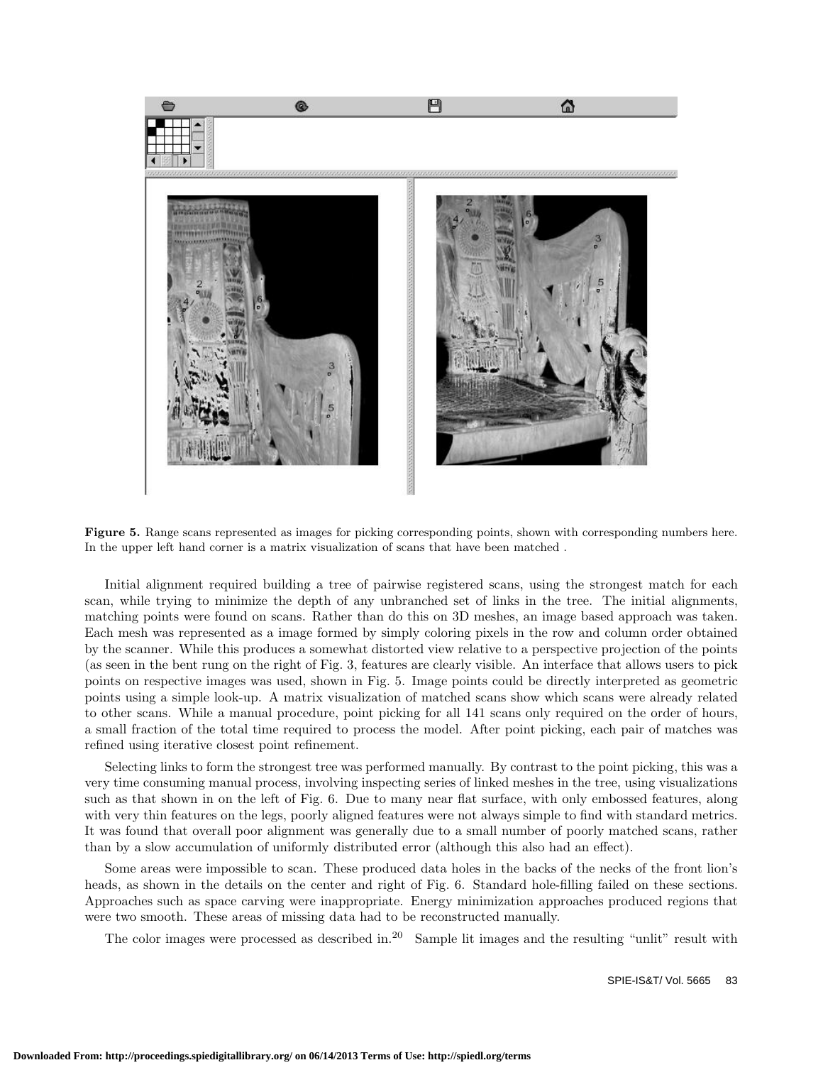**Figure 5.** Range scans represented as images for picking corresponding points, shown with corresponding numbers here. In the upper left hand corner is a matrix visualization of scans that have been matched .

Initial alignment required building a tree of pairwise registered scans, using the strongest match for each scan, while trying to minimize the depth of any unbranched set of links in the tree. The initial alignments, matching points were found on scans. Rather than do this on 3D meshes, an image based approach was taken. Each mesh was represented as a image formed by simply coloring pixels in the row and column order obtained by the scanner. While this produces a somewhat distorted view relative to a perspective projection of the points (as seen in the bent rung on the right of Fig. 3, features are clearly visible. An interface that allows users to pick points on respective images was used, shown in Fig. 5. Image points could be directly interpreted as geometric points using a simple look-up. A matrix visualization of matched scans show which scans were already related to other scans. While a manual procedure, point picking for all 141 scans only required on the order of hours, a small fraction of the total time required to process the model. After point picking, each pair of matches was refined using iterative closest point refinement.

Selecting links to form the strongest tree was performed manually. By contrast to the point picking, this was a very time consuming manual process, involving inspecting series of linked meshes in the tree, using visualizations such as that shown in on the left of Fig. 6. Due to many near flat surface, with only embossed features, along with very thin features on the legs, poorly aligned features were not always simple to find with standard metrics. It was found that overall poor alignment was generally due to a small number of poorly matched scans, rather than by a slow accumulation of uniformly distributed error (although this also had an effect).

Some areas were impossible to scan. These produced data holes in the backs of the necks of the front lion's heads, as shown in the details on the center and right of Fig. 6. Standard hole-filling failed on these sections. Approaches such as space carving were inappropriate. Energy minimization approaches produced regions that were two smooth. These areas of missing data had to be reconstructed manually.

The color images were processed as described in.[20] Sample lit images and the resulting "unlit" result with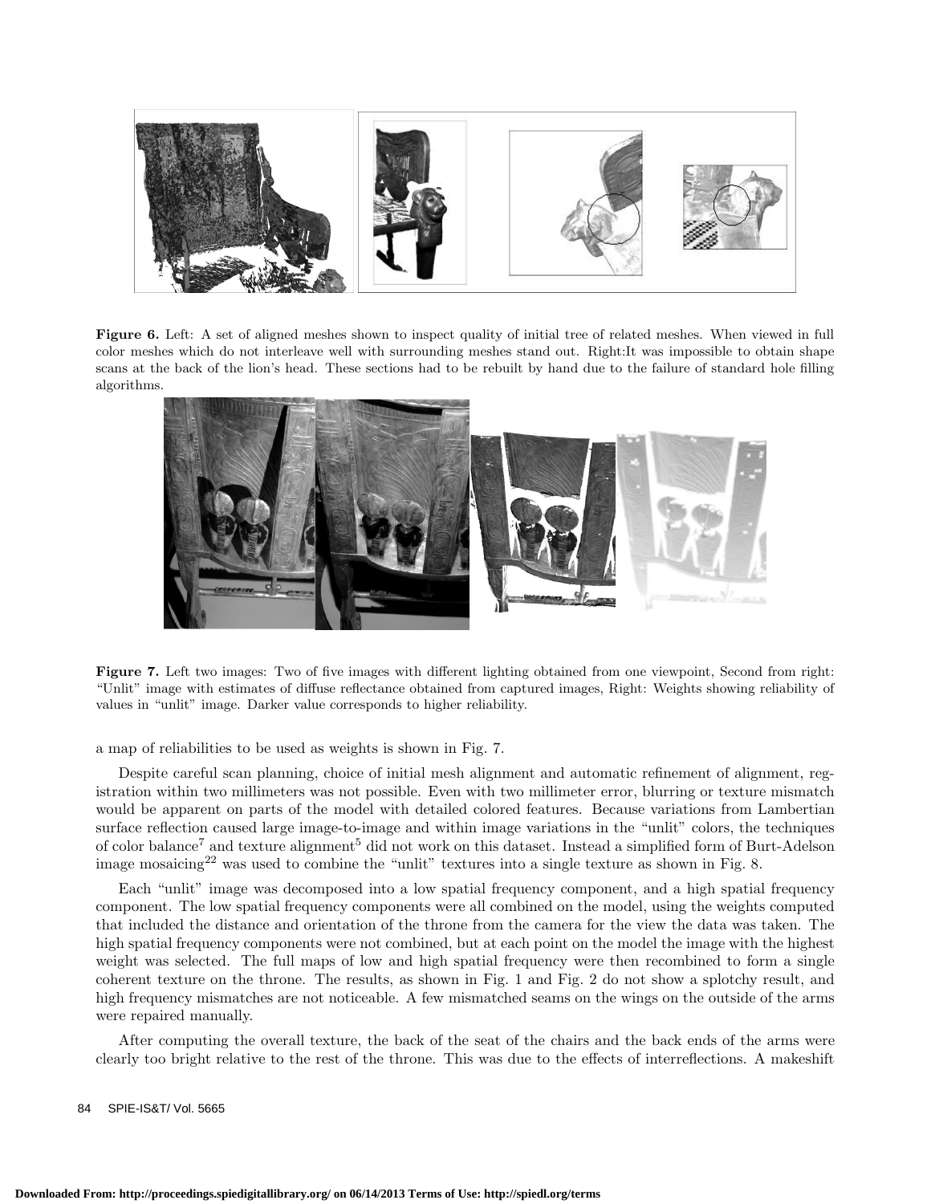**Figure 6.** Left: A set of aligned meshes shown to inspect quality of initial tree of related meshes. When viewed in full color meshes which do not interleave well with surrounding meshes stand out. Right:It was impossible to obtain shape scans at the back of the lion's head. These sections had to be rebuilt by hand due to the failure of standard hole filling algorithms.

**Figure 7.** Left two images: Two of five images with different lighting obtained from one viewpoint, Second from right: "Unlit" image with estimates of diffuse reflectance obtained from captured images, Right: Weights showing reliability of values in "unlit" image. Darker value corresponds to higher reliability.

a map of reliabilities to be used as weights is shown in Fig. 7.

Despite careful scan planning, choice of initial mesh alignment and automatic refinement of alignment, registration within two millimeters was not possible. Even with two millimeter error, blurring or texture mismatch would be apparent on parts of the model with detailed colored features. Because variations from Lambertian surface reflection caused large image-to-image and within image variations in the "unlit" colors, the techniques of color balance[7] and texture alignment[5] did not work on this dataset. Instead a simplified form of Burt-Adelson image mosaicing[22] was used to combine the "unlit" textures into a single texture as shown in Fig. 8.

Each "unlit" image was decomposed into a low spatial frequency component, and a high spatial frequency component. The low spatial frequency components were all combined on the model, using the weights computed that included the distance and orientation of the throne from the camera for the view the data was taken. The high spatial frequency components were not combined, but at each point on the model the image with the highest weight was selected. The full maps of low and high spatial frequency were then recombined to form a single coherent texture on the throne. The results, as shown in Fig. 1 and Fig. 2 do not show a splotchy result, and high frequency mismatches are not noticeable. A few mismatched seams on the wings on the outside of the arms were repaired manually.

After computing the overall texture, the back of the seat of the chairs and the back ends of the arms were clearly too bright relative to the rest of the throne. This was due to the effects of interreflections. A makeshift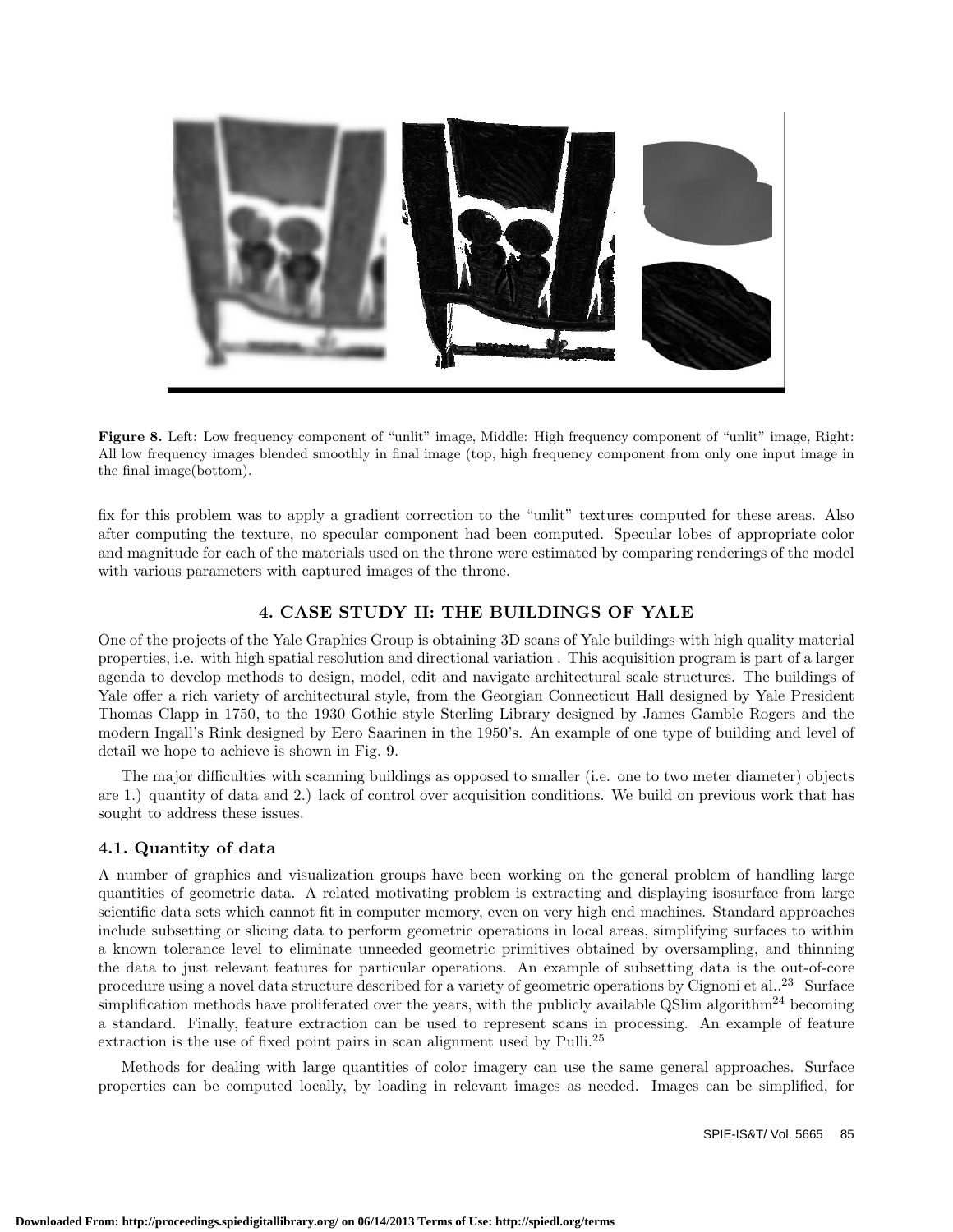**Figure 8.** Left: Low frequency component of "unlit" image, Middle: High frequency component of "unlit" image, Right: All low frequency images blended smoothly in final image (top, high frequency component from only one input image in the final image(bottom).

fix for this problem was to apply a gradient correction to the "unlit" textures computed for these areas. Also after computing the texture, no specular component had been computed. Specular lobes of appropriate color and magnitude for each of the materials used on the throne were estimated by comparing renderings of the model with various parameters with captured images of the throne.

## 4. CASE STUDY II: THE BUILDINGS OF YALE

One of the projects of the Yale Graphics Group is obtaining 3D scans of Yale buildings with high quality material properties, i.e. with high spatial resolution and directional variation . This acquisition program is part of a larger agenda to develop methods to design, model, edit and navigate architectural scale structures. The buildings of Yale offer a rich variety of architectural style, from the Georgian Connecticut Hall designed by Yale President Thomas Clapp in 1750, to the 1930 Gothic style Sterling Library designed by James Gamble Rogers and the modern Ingall's Rink designed by Eero Saarinen in the 1950's. An example of one type of building and level of detail we hope to achieve is shown in Fig. 9.

The major difficulties with scanning buildings as opposed to smaller (i.e. one to two meter diameter) objects are 1.) quantity of data and 2.) lack of control over acquisition conditions. We build on previous work that has sought to address these issues.

### 4.1. Quantity of data

A number of graphics and visualization groups have been working on the general problem of handling large quantities of geometric data. A related motivating problem is extracting and displaying isosurface from large scientific data sets which cannot fit in computer memory, even on very high end machines. Standard approaches include subsetting or slicing data to perform geometric operations in local areas, simplifying surfaces to within a known tolerance level to eliminate unneeded geometric primitives obtained by oversampling, and thinning the data to just relevant features for particular operations. An example of subsetting data is the out-of-core procedure using a novel data structure described for a variety of geometric operations by Cignoni et al..[23] Surface simplification methods have proliferated over the years, with the publicly available QSlim algorithm[24] becoming a standard. Finally, feature extraction can be used to represent scans in processing. An example of feature extraction is the use of fixed point pairs in scan alignment used by Pulli.[25]

Methods for dealing with large quantities of color imagery can use the same general approaches. Surface properties can be computed locally, by loading in relevant images as needed. Images can be simplified, for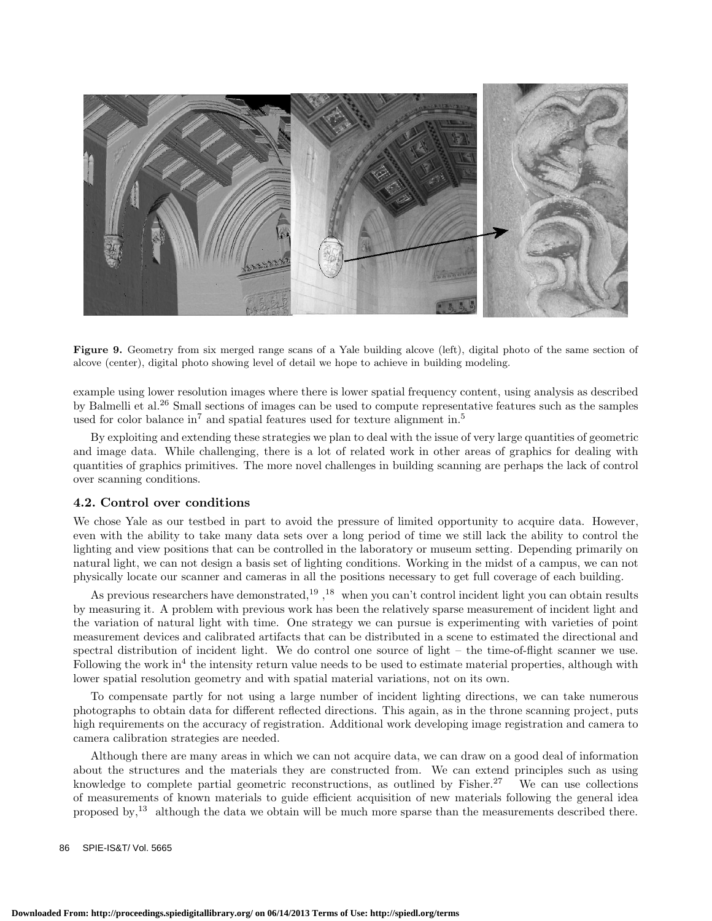Figure 9. Geometry from six merged range scans of a Yale building alcove (left), digital photo of the same section of alcove (center), digital photo showing level of detail we hope to achieve in building modeling.

example using lower resolution images where there is lower spatial frequency content, using analysis as described by Balmelli et al.[26] Small sections of images can be used to compute representative features such as the samples used for color balance in[7] and spatial features used for texture alignment in.[5]

By exploiting and extending these strategies we plan to deal with the issue of very large quantities of geometric and image data. While challenging, there is a lot of related work in other areas of graphics for dealing with quantities of graphics primitives. The more novel challenges in building scanning are perhaps the lack of control over scanning conditions.

### 4.2. Control over conditions

We chose Yale as our testbed in part to avoid the pressure of limited opportunity to acquire data. However, even with the ability to take many data sets over a long period of time we still lack the ability to control the lighting and view positions that can be controlled in the laboratory or museum setting. Depending primarily on natural light, we can not design a basis set of lighting conditions. Working in the midst of a campus, we can not physically locate our scanner and cameras in all the positions necessary to get full coverage of each building.

As previous researchers have demonstrated,[19] ,[18] when you can't control incident light you can obtain results by measuring it. A problem with previous work has been the relatively sparse measurement of incident light and the variation of natural light with time. One strategy we can pursue is experimenting with varieties of point measurement devices and calibrated artifacts that can be distributed in a scene to estimated the directional and spectral distribution of incident light. We do control one source of light – the time-of-flight scanner we use. Following the work in[4] the intensity return value needs to be used to estimate material properties, although with lower spatial resolution geometry and with spatial material variations, not on its own.

To compensate partly for not using a large number of incident lighting directions, we can take numerous photographs to obtain data for different reflected directions. This again, as in the throne scanning project, puts high requirements on the accuracy of registration. Additional work developing image registration and camera to camera calibration strategies are needed.

Although there are many areas in which we can not acquire data, we can draw on a good deal of information about the structures and the materials they are constructed from. We can extend principles such as using knowledge to complete partial geometric reconstructions, as outlined by Fisher.[27] We can use collections of measurements of known materials to guide efficient acquisition of new materials following the general idea proposed by,[13] although the data we obtain will be much more sparse than the measurements described there.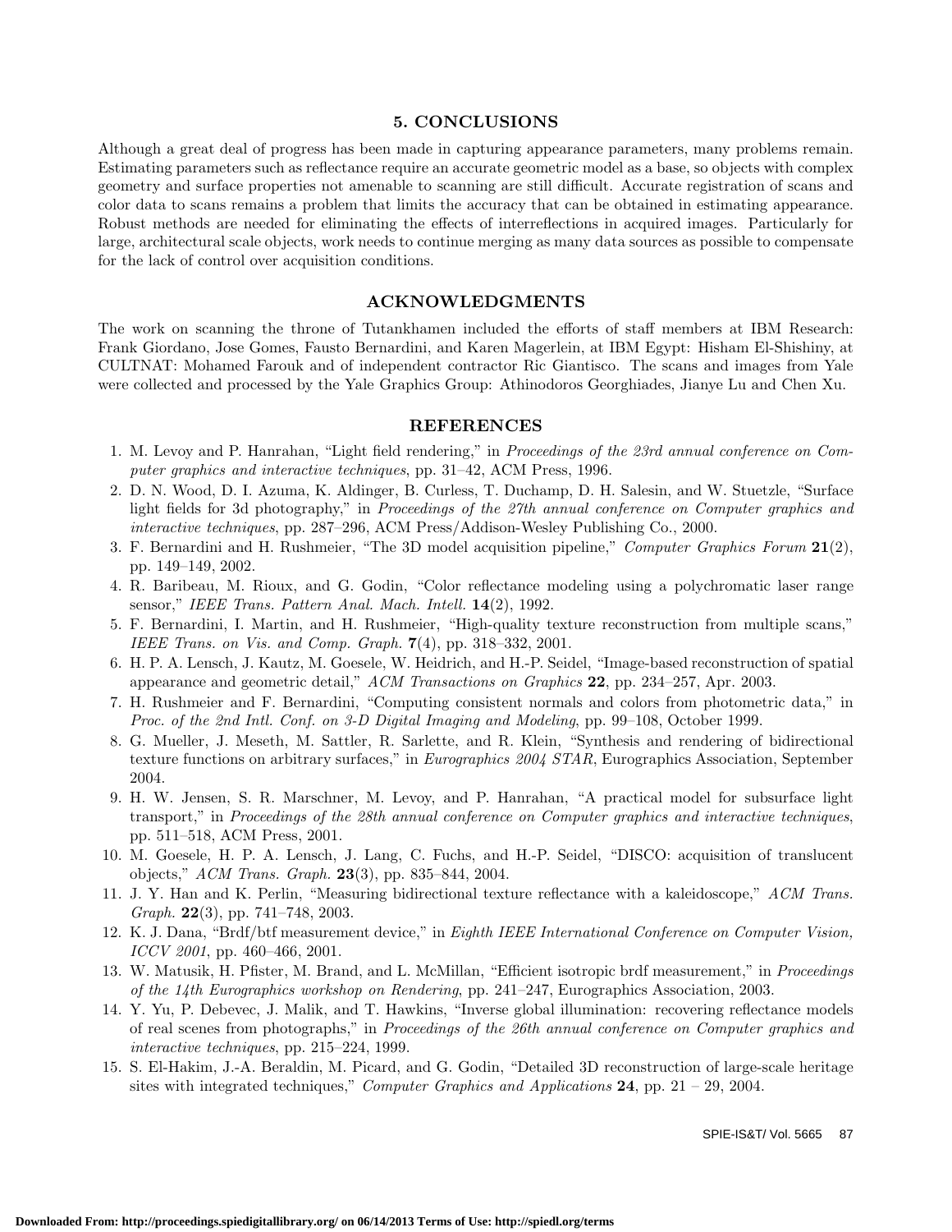## 5. CONCLUSIONS

Although a great deal of progress has been made in capturing appearance parameters, many problems remain. Estimating parameters such as reflectance require an accurate geometric model as a base, so objects with complex geometry and surface properties not amenable to scanning are still difficult. Accurate registration of scans and color data to scans remains a problem that limits the accuracy that can be obtained in estimating appearance. Robust methods are needed for eliminating the effects of interreflections in acquired images. Particularly for large, architectural scale objects, work needs to continue merging as many data sources as possible to compensate for the lack of control over acquisition conditions.

## ACKNOWLEDGMENTS

The work on scanning the throne of Tutankhamen included the efforts of staff members at IBM Research: Frank Giordano, Jose Gomes, Fausto Bernardini, and Karen Magerlein, at IBM Egypt: Hisham El-Shishiny, at CULTNAT: Mohamed Farouk and of independent contractor Ric Giantisco. The scans and images from Yale were collected and processed by the Yale Graphics Group: Athinodoros Georghiades, Jianye Lu and Chen Xu.

## REFERENCES

1. M. Levoy and P. Hanrahan, "Light field rendering," in *Proceedings of the 23rd annual conference on Computer graphics and interactive techniques*, pp. 31–42, ACM Press, 1996.
2. D. N. Wood, D. I. Azuma, K. Aldinger, B. Curless, T. Duchamp, D. H. Salesin, and W. Stuetzle, "Surface light fields for 3d photography," in *Proceedings of the 27th annual conference on Computer graphics and interactive techniques*, pp. 287–296, ACM Press/Addison-Wesley Publishing Co., 2000.
3. F. Bernardini and H. Rushmeier, "The 3D model acquisition pipeline," *Computer Graphics Forum* **21**(2), pp. 149–149, 2002.
4. R. Baribeau, M. Rioux, and G. Godin, "Color reflectance modeling using a polychromatic laser range sensor," *IEEE Trans. Pattern Anal. Mach. Intell.* **14**(2), 1992.
5. F. Bernardini, I. Martin, and H. Rushmeier, "High-quality texture reconstruction from multiple scans," *IEEE Trans. on Vis. and Comp. Graph.* **7**(4), pp. 318–332, 2001.
6. H. P. A. Lensch, J. Kautz, M. Goesele, W. Heidrich, and H.-P. Seidel, "Image-based reconstruction of spatial appearance and geometric detail," *ACM Transactions on Graphics* **22**, pp. 234–257, Apr. 2003.
7. H. Rushmeier and F. Bernardini, "Computing consistent normals and colors from photometric data," in *Proc. of the 2nd Intl. Conf. on 3-D Digital Imaging and Modeling*, pp. 99–108, October 1999.
8. G. Mueller, J. Meseth, M. Sattler, R. Sarlette, and R. Klein, "Synthesis and rendering of bidirectional texture functions on arbitrary surfaces," in *Eurographics 2004 STAR*, Eurographics Association, September 2004.
9. H. W. Jensen, S. R. Marschner, M. Levoy, and P. Hanrahan, "A practical model for subsurface light transport," in *Proceedings of the 28th annual conference on Computer graphics and interactive techniques*, pp. 511–518, ACM Press, 2001.
10. M. Goesele, H. P. A. Lensch, J. Lang, C. Fuchs, and H.-P. Seidel, "DISCO: acquisition of translucent objects," *ACM Trans. Graph.* **23**(3), pp. 835–844, 2004.
11. J. Y. Han and K. Perlin, "Measuring bidirectional texture reflectance with a kaleidoscope," *ACM Trans. Graph.* **22**(3), pp. 741–748, 2003.
12. K. J. Dana, "Brdf/btf measurement device," in *Eighth IEEE International Conference on Computer Vision, ICCV 2001*, pp. 460–466, 2001.
13. W. Matusik, H. Pfister, M. Brand, and L. McMillan, "Efficient isotropic brdf measurement," in *Proceedings of the 14th Eurographics workshop on Rendering*, pp. 241–247, Eurographics Association, 2003.
14. Y. Yu, P. Debevec, J. Malik, and T. Hawkins, "Inverse global illumination: recovering reflectance models of real scenes from photographs," in *Proceedings of the 26th annual conference on Computer graphics and interactive techniques*, pp. 215–224, 1999.
15. S. El-Hakim, J.-A. Beraldin, M. Picard, and G. Godin, "Detailed 3D reconstruction of large-scale heritage sites with integrated techniques," *Computer Graphics and Applications* **24**, pp. 21 – 29, 2004.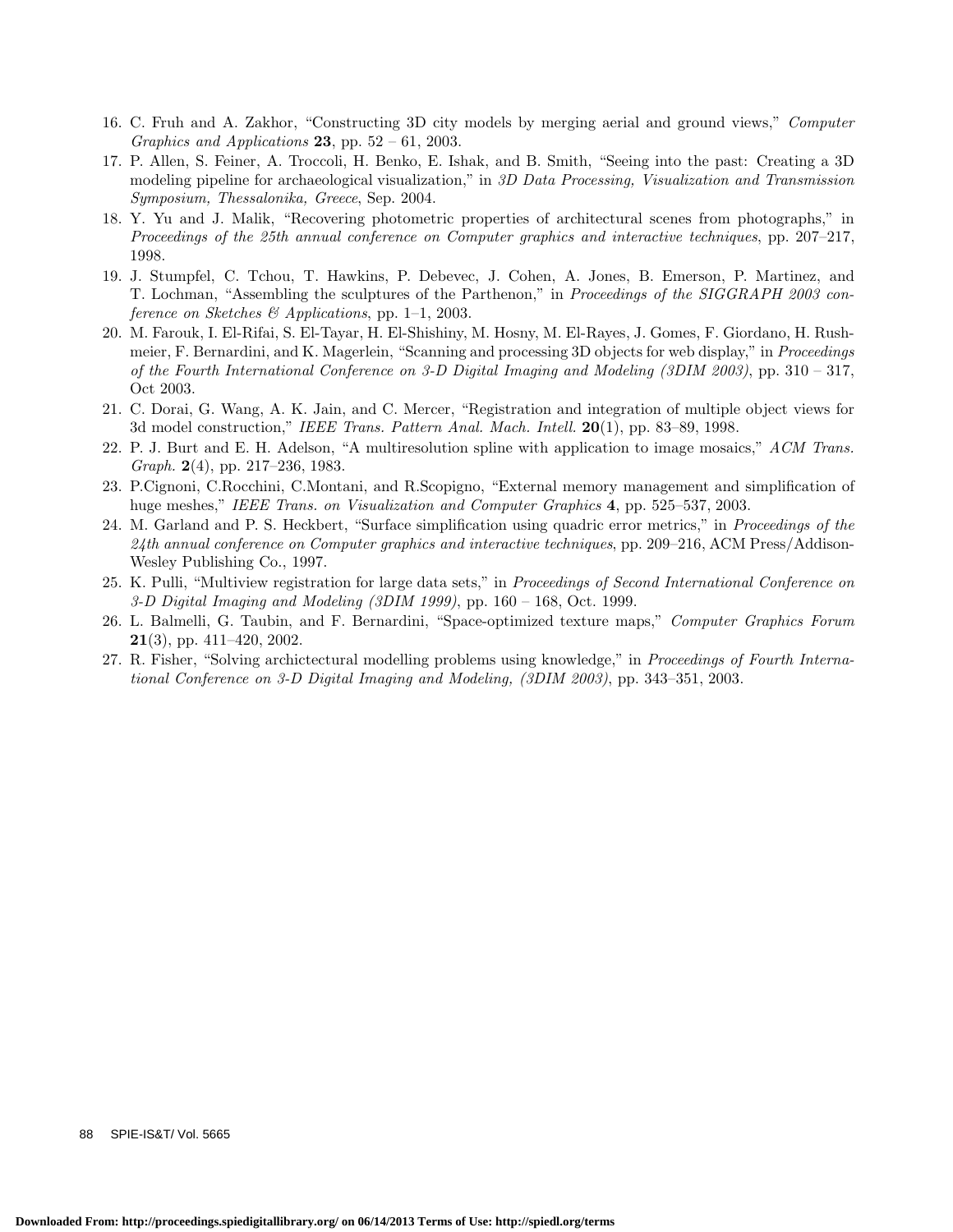16. C. Fruh and A. Zakhor, "Constructing 3D city models by merging aerial and ground views," *Computer Graphics and Applications* **23**, pp. 52 – 61, 2003.
17. P. Allen, S. Feiner, A. Troccoli, H. Benko, E. Ishak, and B. Smith, "Seeing into the past: Creating a 3D modeling pipeline for archaeological visualization," in *3D Data Processing, Visualization and Transmission Symposium, Thessalonika, Greece*, Sep. 2004.
18. Y. Yu and J. Malik, "Recovering photometric properties of architectural scenes from photographs," in *Proceedings of the 25th annual conference on Computer graphics and interactive techniques*, pp. 207–217, 1998.
19. J. Stumpfel, C. Tchou, T. Hawkins, P. Debevec, J. Cohen, A. Jones, B. Emerson, P. Martinez, and T. Lochman, "Assembling the sculptures of the Parthenon," in *Proceedings of the SIGGRAPH 2003 conference on Sketches & Applications*, pp. 1–1, 2003.
20. M. Farouk, I. El-Rifai, S. El-Tayar, H. El-Shishiny, M. Hosny, M. El-Rayes, J. Gomes, F. Giordano, H. Rushmeier, F. Bernardini, and K. Magerlein, "Scanning and processing 3D objects for web display," in *Proceedings of the Fourth International Conference on 3-D Digital Imaging and Modeling (3DIM 2003)*, pp. 310 – 317, Oct 2003.
21. C. Dorai, G. Wang, A. K. Jain, and C. Mercer, "Registration and integration of multiple object views for 3d model construction," *IEEE Trans. Pattern Anal. Mach. Intell.* **20**(1), pp. 83–89, 1998.
22. P. J. Burt and E. H. Adelson, "A multiresolution spline with application to image mosaics," *ACM Trans. Graph.* **2**(4), pp. 217–236, 1983.
23. P.Cignoni, C.Rocchini, C.Montani, and R.Scopigno, "External memory management and simplification of huge meshes," *IEEE Trans. on Visualization and Computer Graphics* **4**, pp. 525–537, 2003.
24. M. Garland and P. S. Heckbert, "Surface simplification using quadric error metrics," in *Proceedings of the 24th annual conference on Computer graphics and interactive techniques*, pp. 209–216, ACM Press/Addison-Wesley Publishing Co., 1997.
25. K. Pulli, "Multiview registration for large data sets," in *Proceedings of Second International Conference on 3-D Digital Imaging and Modeling (3DIM 1999)*, pp. 160 – 168, Oct. 1999.
26. L. Balmelli, G. Taubin, and F. Bernardini, "Space-optimized texture maps," *Computer Graphics Forum* **21**(3), pp. 411–420, 2002.
27. R. Fisher, "Solving archictectural modelling problems using knowledge," in *Proceedings of Fourth International Conference on 3-D Digital Imaging and Modeling, (3DIM 2003)*, pp. 343–351, 2003.